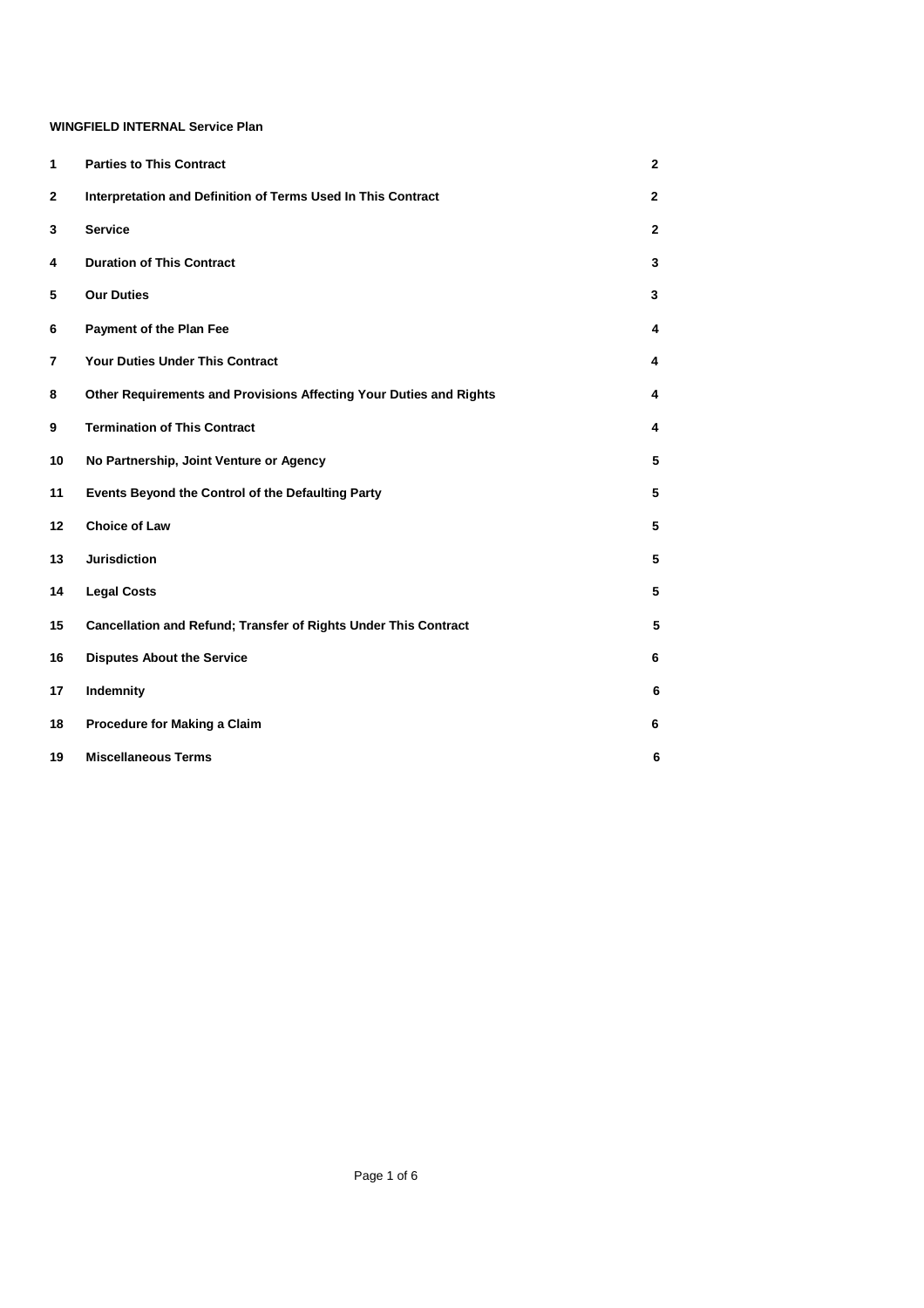**WINGFIELD INTERNAL Service Plan**

| | | |
|---|---|---|
| **1** | **Parties to This Contract** | **2** |
| **2** | **Interpretation and Definition of Terms Used In This Contract** | **2** |
| **3** | **Service** | **2** |
| **4** | **Duration of This Contract** | **3** |
| **5** | **Our Duties** | **3** |
| **6** | **Payment of the Plan Fee** | **4** |
| **7** | **Your Duties Under This Contract** | **4** |
| **8** | **Other Requirements and Provisions Affecting Your Duties and Rights** | **4** |
| **9** | **Termination of This Contract** | **4** |
| **10** | **No Partnership, Joint Venture or Agency** | **5** |
| **11** | **Events Beyond the Control of the Defaulting Party** | **5** |
| **12** | **Choice of Law** | **5** |
| **13** | **Jurisdiction** | **5** |
| **14** | **Legal Costs** | **5** |
| **15** | **Cancellation and Refund; Transfer of Rights Under This Contract** | **5** |
| **16** | **Disputes About the Service** | **6** |
| **17** | **Indemnity** | **6** |
| **18** | **Procedure for Making a Claim** | **6** |
| **19** | **Miscellaneous Terms** | **6** |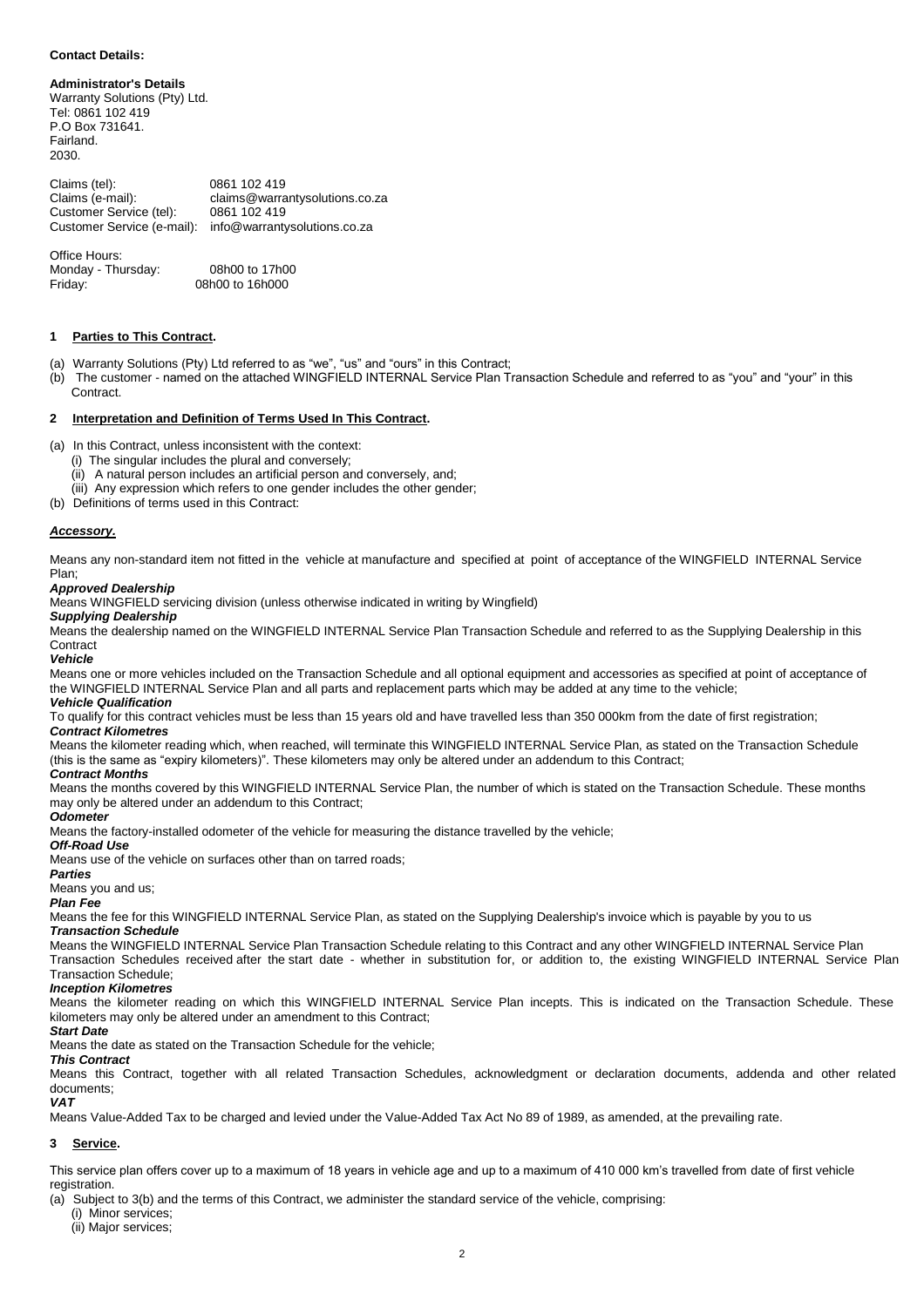**Contact Details:**

**Administrator's Details**
Warranty Solutions (Pty) Ltd.
Tel: 0861 102 419
P.O Box 731641.
Fairland.
2030.

Claims (tel): 0861 102 419
Claims (e-mail): claims@warrantysolutions.co.za
Customer Service (tel): 0861 102 419
Customer Service (e-mail): info@warrantysolutions.co.za

Office Hours:
Monday - Thursday: 08h00 to 17h00
Friday: 08h00 to 16h000

## 1 Parties to This Contract.

(a) Warranty Solutions (Pty) Ltd referred to as "we", "us" and "ours" in this Contract;
(b) The customer - named on the attached WINGFIELD INTERNAL Service Plan Transaction Schedule and referred to as "you" and "your" in this Contract.

## 2 Interpretation and Definition of Terms Used In This Contract.

(a) In this Contract, unless inconsistent with the context:
 (i) The singular includes the plural and conversely;
 (ii) A natural person includes an artificial person and conversely, and;
 (iii) Any expression which refers to one gender includes the other gender;
(b) Definitions of terms used in this Contract:

***Accessory.***

Means any non-standard item not fitted in the vehicle at manufacture and specified at point of acceptance of the WINGFIELD INTERNAL Service Plan;

***Approved Dealership***
Means WINGFIELD servicing division (unless otherwise indicated in writing by Wingfield)

***Supplying Dealership***
Means the dealership named on the WINGFIELD INTERNAL Service Plan Transaction Schedule and referred to as the Supplying Dealership in this Contract

***Vehicle***
Means one or more vehicles included on the Transaction Schedule and all optional equipment and accessories as specified at point of acceptance of the WINGFIELD INTERNAL Service Plan and all parts and replacement parts which may be added at any time to the vehicle;

***Vehicle Qualification***
To qualify for this contract vehicles must be less than 15 years old and have travelled less than 350 000km from the date of first registration;

***Contract Kilometres***
Means the kilometer reading which, when reached, will terminate this WINGFIELD INTERNAL Service Plan, as stated on the Transaction Schedule (this is the same as "expiry kilometers)". These kilometers may only be altered under an addendum to this Contract;

***Contract Months***
Means the months covered by this WINGFIELD INTERNAL Service Plan, the number of which is stated on the Transaction Schedule. These months may only be altered under an addendum to this Contract;

***Odometer***
Means the factory-installed odometer of the vehicle for measuring the distance travelled by the vehicle;

***Off-Road Use***
Means use of the vehicle on surfaces other than on tarred roads;

***Parties***
Means you and us;

***Plan Fee***
Means the fee for this WINGFIELD INTERNAL Service Plan, as stated on the Supplying Dealership's invoice which is payable by you to us

***Transaction Schedule***
Means the WINGFIELD INTERNAL Service Plan Transaction Schedule relating to this Contract and any other WINGFIELD INTERNAL Service Plan Transaction Schedules received after the start date - whether in substitution for, or addition to, the existing WINGFIELD INTERNAL Service Plan Transaction Schedule;

***Inception Kilometres***
Means the kilometer reading on which this WINGFIELD INTERNAL Service Plan incepts. This is indicated on the Transaction Schedule. These kilometers may only be altered under an amendment to this Contract;

***Start Date***
Means the date as stated on the Transaction Schedule for the vehicle;

***This Contract***
Means this Contract, together with all related Transaction Schedules, acknowledgment or declaration documents, addenda and other related documents;

***VAT***
Means Value-Added Tax to be charged and levied under the Value-Added Tax Act No 89 of 1989, as amended, at the prevailing rate.

## 3 Service.

This service plan offers cover up to a maximum of 18 years in vehicle age and up to a maximum of 410 000 km's travelled from date of first vehicle registration.

(a) Subject to 3(b) and the terms of this Contract, we administer the standard service of the vehicle, comprising:
 (i) Minor services;
 (ii) Major services;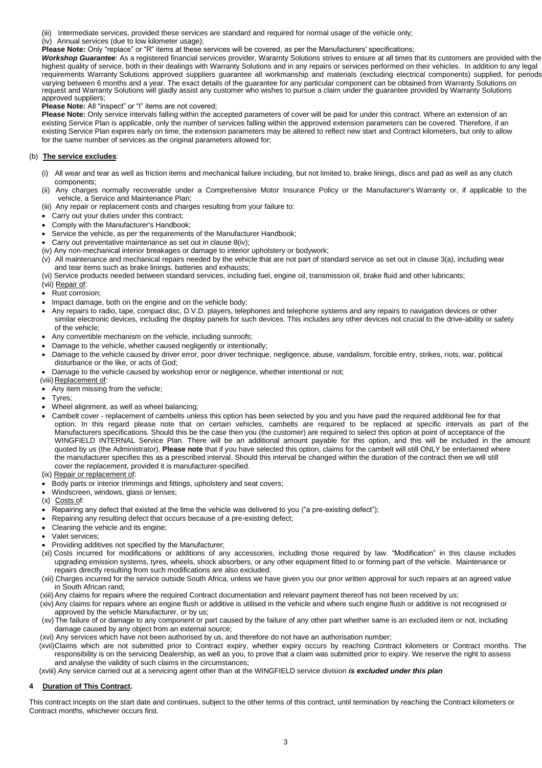(iii) Intermediate services, provided these services are standard and required for normal usage of the vehicle only;

(iv) Annual services (due to low kilometer usage);

**Please Note:** Only "replace" or "R" items at these services will be covered, as per the Manufacturers' specifications;

***Workshop Guarantee***: As a registered financial services provider, Wararnty Solutions strives to ensure at all times that its customers are provided with the highest quality of service, both in their dealings with Warranty Solutions and in any repairs or services performed on their vehicles. In addition to any legal requirements Warranty Solutions approved suppliers guarantee all workmanship and materials (excluding electrical components) supplied, for periods varying between 6 months and a year. The exact details of the guarantee for any particular component can be obtained from Warranty Solutions on request and Warranty Solutions will gladly assist any customer who wishes to pursue a claim under the guarantee provided by Warranty Solutions approved suppliers;

**Please Note:** All "inspect" or "I" items are not covered;

**Please Note:** Only service intervals falling within the accepted parameters of cover will be paid for under this contract. Where an extension of an existing Service Plan is applicable, only the number of services falling within the approved extension parameters can be covered. Therefore, if an existing Service Plan expires early on time, the extension parameters may be altered to reflect new start and Contract kilometers, but only to allow for the same number of services as the original parameters allowed for;

(b) **The service excludes**:

(i) All wear and tear as well as friction items and mechanical failure including, but not limited to, brake linings, discs and pad as well as any clutch components;

(ii) Any charges normally recoverable under a Comprehensive Motor Insurance Policy or the Manufacturer's Warranty or, if applicable to the vehicle, a Service and Maintenance Plan;

(iii) Any repair or replacement costs and charges resulting from your failure to:

- Carry out your duties under this contract;
- Comply with the Manufacturer's Handbook;
- Service the vehicle, as per the requirements of the Manufacturer Handbook;
- Carry out preventative maintenance as set out in clause 8(iv);

(iv) Any non-mechanical interior breakages or damage to interior upholstery or bodywork;

(v) All maintenance and mechanical repairs needed by the vehicle that are not part of standard service as set out in clause 3(a), including wear and tear items such as brake linings, batteries and exhausts;

(vi) Service products needed between standard services, including fuel, engine oil, transmission oil, brake fluid and other lubricants;

(vii) Repair of:

- Rust corrosion;
- Impact damage, both on the engine and on the vehicle body;
- Any repairs to radio, tape, compact disc, D.V.D. players, telephones and telephone systems and any repairs to navigation devices or other similar electronic devices, including the display panels for such devices. This includes any other devices not crucial to the drive-ability or safety of the vehicle;
- Any convertible mechanism on the vehicle, including sunroofs;
- Damage to the vehicle, whether caused negligently or intentionally;
- Damage to the vehicle caused by driver error, poor driver technique, negligence, abuse, vandalism, forcible entry, strikes, riots, war, political disturbance or the like, or acts of God;
- Damage to the vehicle caused by workshop error or negligence, whether intentional or not;

(viii) Replacement of:

- Any item missing from the vehicle;
- Tyres;
- Wheel alignment, as well as wheel balancing;
- Cambelt cover - replacement of cambelts unless this option has been selected by you and you have paid the required additional fee for that option. In this regard please note that on certain vehicles, cambelts are required to be replaced at specific intervals as part of the Manufacturers specifications. Should this be the case then you (the customer) are required to select this option at point of acceptance of the WINGFIELD INTERNAL Service Plan. There will be an additional amount payable for this option, and this will be included in the amount quoted by us (the Administrator). **Please note** that if you have selected this option, claims for the cambelt will still ONLY be entertained where the manufacturer specifies this as a prescribed interval. Should this interval be changed within the duration of the contract then we will still cover the replacement, provided it is manufacturer-specified.

(ix) Repair or replacement of:

- Body parts or interior trimmings and fittings, upholstery and seat covers;
- Windscreen, windows, glass or lenses;

(x) Costs of:

- Repairing any defect that existed at the time the vehicle was delivered to you ("a pre-existing defect");
- Repairing any resulting defect that occurs because of a pre-existing defect;
- Cleaning the vehicle and its engine;
- Valet services;
- Providing additives not specified by the Manufacturer;

(xi) Costs incurred for modifications or additions of any accessories, including those required by law. "Modification" in this clause includes upgrading emission systems, tyres, wheels, shock absorbers, or any other equipment fitted to or forming part of the vehicle. Maintenance or repairs directly resulting from such modifications are also excluded.

(xii) Charges incurred for the service outside South Africa, unless we have given you our prior written approval for such repairs at an agreed value in South African rand;

(xiii) Any claims for repairs where the required Contract documentation and relevant payment thereof has not been received by us;

(xiv) Any claims for repairs where an engine flush or additive is utilised in the vehicle and where such engine flush or additive is not recognised or approved by the vehicle Manufacturer, or by us;

(xv) The failure of or damage to any component or part caused by the failure of any other part whether same is an excluded item or not, including damage caused by any object from an external source;

(xvi) Any services which have not been authorised by us, and therefore do not have an authorisation number;

(xvii) Claims which are not submitted prior to Contract expiry, whether expiry occurs by reaching Contract kilometers or Contract months. The responsibility is on the servicing Dealership, as well as you, to prove that a claim was submitted prior to expiry. We reserve the right to assess and analyse the validity of such claims in the circumstances;

(xviii) Any service carried out at a servicing agent other than at the WINGFIELD service division ***is excluded under this plan***

## 4 Duration of This Contract.

This contract incepts on the start date and continues, subject to the other terms of this contract, until termination by reaching the Contract kilometers or Contract months, whichever occurs first.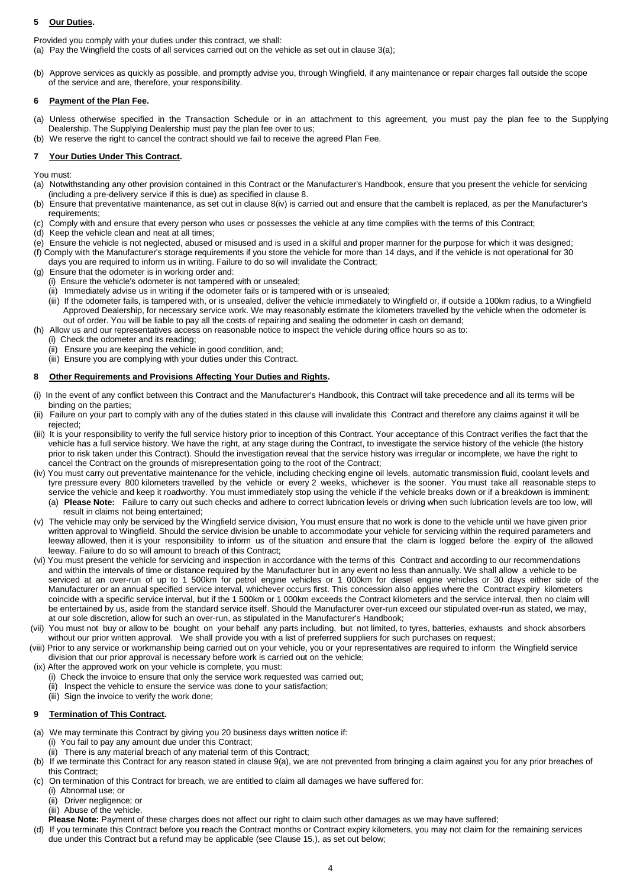## 5 Our Duties.

Provided you comply with your duties under this contract, we shall:

(a) Pay the Wingfield the costs of all services carried out on the vehicle as set out in clause 3(a);

(b) Approve services as quickly as possible, and promptly advise you, through Wingfield, if any maintenance or repair charges fall outside the scope of the service and are, therefore, your responsibility.

## 6 Payment of the Plan Fee.

(a) Unless otherwise specified in the Transaction Schedule or in an attachment to this agreement, you must pay the plan fee to the Supplying Dealership. The Supplying Dealership must pay the plan fee over to us;

(b) We reserve the right to cancel the contract should we fail to receive the agreed Plan Fee.

## 7 Your Duties Under This Contract.

You must:

(a) Notwithstanding any other provision contained in this Contract or the Manufacturer's Handbook, ensure that you present the vehicle for servicing (including a pre-delivery service if this is due) as specified in clause 8.

(b) Ensure that preventative maintenance, as set out in clause 8(iv) is carried out and ensure that the cambelt is replaced, as per the Manufacturer's requirements;

(c) Comply with and ensure that every person who uses or possesses the vehicle at any time complies with the terms of this Contract;

(d) Keep the vehicle clean and neat at all times;

(e) Ensure the vehicle is not neglected, abused or misused and is used in a skilful and proper manner for the purpose for which it was designed;

(f) Comply with the Manufacturer's storage requirements if you store the vehicle for more than 14 days, and if the vehicle is not operational for 30 days you are required to inform us in writing. Failure to do so will invalidate the Contract;

(g) Ensure that the odometer is in working order and:

- (i) Ensure the vehicle's odometer is not tampered with or unsealed;
- (ii) Immediately advise us in writing if the odometer fails or is tampered with or is unsealed;
- (iii) If the odometer fails, is tampered with, or is unsealed, deliver the vehicle immediately to Wingfield or, if outside a 100km radius, to a Wingfield Approved Dealership, for necessary service work. We may reasonably estimate the kilometers travelled by the vehicle when the odometer is out of order. You will be liable to pay all the costs of repairing and sealing the odometer in cash on demand;

(h) Allow us and our representatives access on reasonable notice to inspect the vehicle during office hours so as to:

- (i) Check the odometer and its reading;
- (ii) Ensure you are keeping the vehicle in good condition, and;
- (iii) Ensure you are complying with your duties under this Contract.

## 8 Other Requirements and Provisions Affecting Your Duties and Rights.

(i) In the event of any conflict between this Contract and the Manufacturer's Handbook, this Contract will take precedence and all its terms will be binding on the parties;

(ii) Failure on your part to comply with any of the duties stated in this clause will invalidate this Contract and therefore any claims against it will be rejected;

(iii) It is your responsibility to verify the full service history prior to inception of this Contract. Your acceptance of this Contract verifies the fact that the vehicle has a full service history. We have the right, at any stage during the Contract, to investigate the service history of the vehicle (the history prior to risk taken under this Contract). Should the investigation reveal that the service history was irregular or incomplete, we have the right to cancel the Contract on the grounds of misrepresentation going to the root of the Contract;

(iv) You must carry out preventative maintenance for the vehicle, including checking engine oil levels, automatic transmission fluid, coolant levels and tyre pressure every 800 kilometers travelled by the vehicle or every 2 weeks, whichever is the sooner. You must take all reasonable steps to service the vehicle and keep it roadworthy. You must immediately stop using the vehicle if the vehicle breaks down or if a breakdown is imminent;

- (a) **Please Note:** Failure to carry out such checks and adhere to correct lubrication levels or driving when such lubrication levels are too low, will result in claims not being entertained;

(v) The vehicle may only be serviced by the Wingfield service division, You must ensure that no work is done to the vehicle until we have given prior written approval to Wingfield. Should the service division be unable to accommodate your vehicle for servicing within the required parameters and leeway allowed, then it is your responsibility to inform us of the situation and ensure that the claim is logged before the expiry of the allowed leeway. Failure to do so will amount to breach of this Contract;

(vi) You must present the vehicle for servicing and inspection in accordance with the terms of this Contract and according to our recommendations and within the intervals of time or distance required by the Manufacturer but in any event no less than annually. We shall allow a vehicle to be serviced at an over-run of up to 1 500km for petrol engine vehicles or 1 000km for diesel engine vehicles or 30 days either side of the Manufacturer or an annual specified service interval, whichever occurs first. This concession also applies where the Contract expiry kilometers coincide with a specific service interval, but if the 1 500km or 1 000km exceeds the Contract kilometers and the service interval, then no claim will be entertained by us, aside from the standard service itself. Should the Manufacturer over-run exceed our stipulated over-run as stated, we may, at our sole discretion, allow for such an over-run, as stipulated in the Manufacturer's Handbook;

(vii) You must not buy or allow to be bought on your behalf any parts including, but not limited, to tyres, batteries, exhausts and shock absorbers without our prior written approval. We shall provide you with a list of preferred suppliers for such purchases on request;

(viii) Prior to any service or workmanship being carried out on your vehicle, you or your representatives are required to inform the Wingfield service division that our prior approval is necessary before work is carried out on the vehicle;

(ix) After the approved work on your vehicle is complete, you must:

- (i) Check the invoice to ensure that only the service work requested was carried out;
- (ii) Inspect the vehicle to ensure the service was done to your satisfaction;
- (iii) Sign the invoice to verify the work done;

## 9 Termination of This Contract.

(a) We may terminate this Contract by giving you 20 business days written notice if:

- (i) You fail to pay any amount due under this Contract;
- (ii) There is any material breach of any material term of this Contract;

(b) If we terminate this Contract for any reason stated in clause 9(a), we are not prevented from bringing a claim against you for any prior breaches of this Contract;

(c) On termination of this Contract for breach, we are entitled to claim all damages we have suffered for:

- (i) Abnormal use; or
- (ii) Driver negligence; or
- (iii) Abuse of the vehicle.

**Please Note:** Payment of these charges does not affect our right to claim such other damages as we may have suffered;

(d) If you terminate this Contract before you reach the Contract months or Contract expiry kilometers, you may not claim for the remaining services due under this Contract but a refund may be applicable (see Clause 15.), as set out below;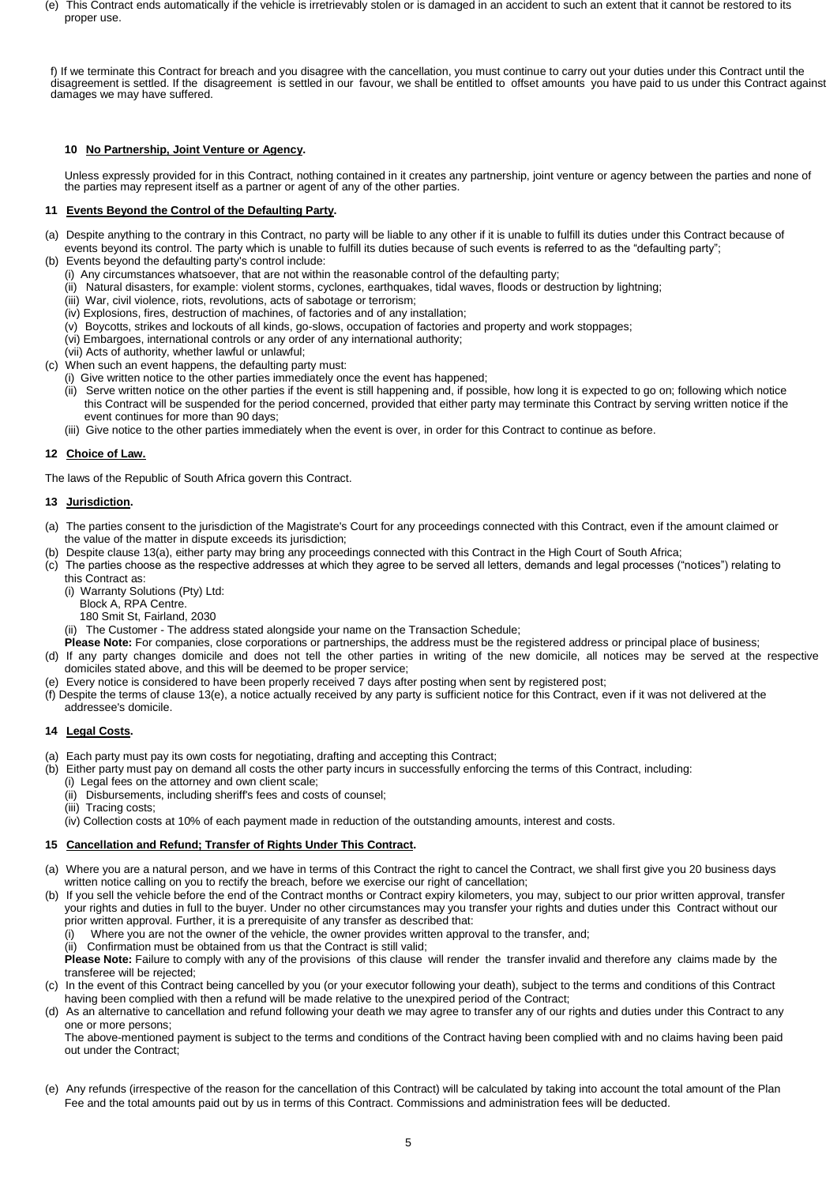(e) This Contract ends automatically if the vehicle is irretrievably stolen or is damaged in an accident to such an extent that it cannot be restored to its proper use.

f) If we terminate this Contract for breach and you disagree with the cancellation, you must continue to carry out your duties under this Contract until the disagreement is settled. If the disagreement is settled in our favour, we shall be entitled to offset amounts you have paid to us under this Contract against damages we may have suffered.

**10 <u>No Partnership, Joint Venture or Agency</u>.**

Unless expressly provided for in this Contract, nothing contained in it creates any partnership, joint venture or agency between the parties and none of the parties may represent itself as a partner or agent of any of the other parties.

**11 <u>Events Beyond the Control of the Defaulting Party</u>.**

(a) Despite anything to the contrary in this Contract, no party will be liable to any other if it is unable to fulfill its duties under this Contract because of events beyond its control. The party which is unable to fulfill its duties because of such events is referred to as the "defaulting party";

(b) Events beyond the defaulting party's control include:

- (i) Any circumstances whatsoever, that are not within the reasonable control of the defaulting party;
- (ii) Natural disasters, for example: violent storms, cyclones, earthquakes, tidal waves, floods or destruction by lightning;
- (iii) War, civil violence, riots, revolutions, acts of sabotage or terrorism;
- (iv) Explosions, fires, destruction of machines, of factories and of any installation;
- (v) Boycotts, strikes and lockouts of all kinds, go-slows, occupation of factories and property and work stoppages;
- (vi) Embargoes, international controls or any order of any international authority;
- (vii) Acts of authority, whether lawful or unlawful;

(c) When such an event happens, the defaulting party must:

- (i) Give written notice to the other parties immediately once the event has happened;
- (ii) Serve written notice on the other parties if the event is still happening and, if possible, how long it is expected to go on; following which notice this Contract will be suspended for the period concerned, provided that either party may terminate this Contract by serving written notice if the event continues for more than 90 days;
- (iii) Give notice to the other parties immediately when the event is over, in order for this Contract to continue as before.

**12 <u>Choice of Law.</u>**

The laws of the Republic of South Africa govern this Contract.

**13 <u>Jurisdiction</u>.**

(a) The parties consent to the jurisdiction of the Magistrate's Court for any proceedings connected with this Contract, even if the amount claimed or the value of the matter in dispute exceeds its jurisdiction;

(b) Despite clause 13(a), either party may bring any proceedings connected with this Contract in the High Court of South Africa;

(c) The parties choose as the respective addresses at which they agree to be served all letters, demands and legal processes ("notices") relating to this Contract as:

- (i) Warranty Solutions (Pty) Ltd:
  Block A, RPA Centre.
  180 Smit St, Fairland, 2030
- (ii) The Customer - The address stated alongside your name on the Transaction Schedule;

**Please Note:** For companies, close corporations or partnerships, the address must be the registered address or principal place of business;

(d) If any party changes domicile and does not tell the other parties in writing of the new domicile, all notices may be served at the respective domiciles stated above, and this will be deemed to be proper service;

(e) Every notice is considered to have been properly received 7 days after posting when sent by registered post;

(f) Despite the terms of clause 13(e), a notice actually received by any party is sufficient notice for this Contract, even if it was not delivered at the addressee's domicile.

**14 <u>Legal Costs</u>.**

(a) Each party must pay its own costs for negotiating, drafting and accepting this Contract;

(b) Either party must pay on demand all costs the other party incurs in successfully enforcing the terms of this Contract, including:

- (i) Legal fees on the attorney and own client scale;
- (ii) Disbursements, including sheriff's fees and costs of counsel;
- (iii) Tracing costs;
- (iv) Collection costs at 10% of each payment made in reduction of the outstanding amounts, interest and costs.

**15 <u>Cancellation and Refund; Transfer of Rights Under This Contract</u>.**

(a) Where you are a natural person, and we have in terms of this Contract the right to cancel the Contract, we shall first give you 20 business days written notice calling on you to rectify the breach, before we exercise our right of cancellation;

(b) If you sell the vehicle before the end of the Contract months or Contract expiry kilometers, you may, subject to our prior written approval, transfer your rights and duties in full to the buyer. Under no other circumstances may you transfer your rights and duties under this Contract without our prior written approval. Further, it is a prerequisite of any transfer as described that:

- (i) Where you are not the owner of the vehicle, the owner provides written approval to the transfer, and;
- (ii) Confirmation must be obtained from us that the Contract is still valid;

**Please Note:** Failure to comply with any of the provisions of this clause will render the transfer invalid and therefore any claims made by the transferee will be rejected;

(c) In the event of this Contract being cancelled by you (or your executor following your death), subject to the terms and conditions of this Contract having been complied with then a refund will be made relative to the unexpired period of the Contract;

(d) As an alternative to cancellation and refund following your death we may agree to transfer any of our rights and duties under this Contract to any one or more persons;

The above-mentioned payment is subject to the terms and conditions of the Contract having been complied with and no claims having been paid out under the Contract;

(e) Any refunds (irrespective of the reason for the cancellation of this Contract) will be calculated by taking into account the total amount of the Plan Fee and the total amounts paid out by us in terms of this Contract. Commissions and administration fees will be deducted.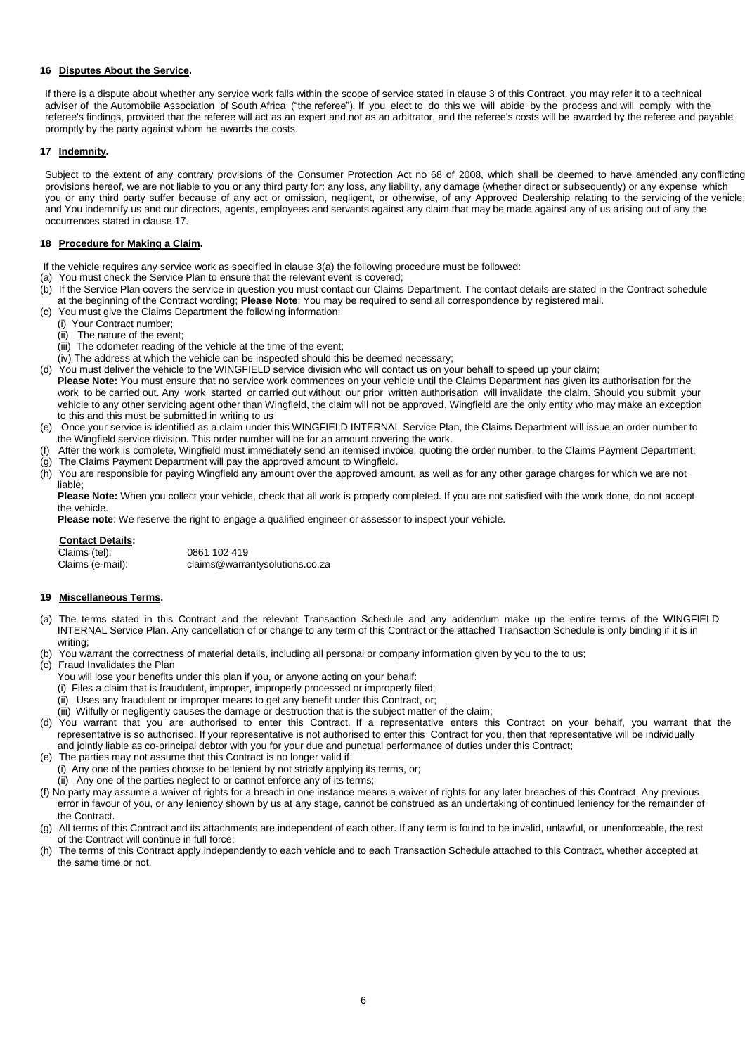## 16 Disputes About the Service.

If there is a dispute about whether any service work falls within the scope of service stated in clause 3 of this Contract, you may refer it to a technical adviser of the Automobile Association of South Africa ("the referee"). If you elect to do this we will abide by the process and will comply with the referee's findings, provided that the referee will act as an expert and not as an arbitrator, and the referee's costs will be awarded by the referee and payable promptly by the party against whom he awards the costs.

## 17 Indemnity.

Subject to the extent of any contrary provisions of the Consumer Protection Act no 68 of 2008, which shall be deemed to have amended any conflicting provisions hereof, we are not liable to you or any third party for: any loss, any liability, any damage (whether direct or subsequently) or any expense which you or any third party suffer because of any act or omission, negligent, or otherwise, of any Approved Dealership relating to the servicing of the vehicle; and You indemnify us and our directors, agents, employees and servants against any claim that may be made against any of us arising out of any the occurrences stated in clause 17.

## 18 Procedure for Making a Claim.

If the vehicle requires any service work as specified in clause 3(a) the following procedure must be followed:

(a) You must check the Service Plan to ensure that the relevant event is covered;

(b) If the Service Plan covers the service in question you must contact our Claims Department. The contact details are stated in the Contract schedule at the beginning of the Contract wording; **Please Note**: You may be required to send all correspondence by registered mail.

(c) You must give the Claims Department the following information:
  (i) Your Contract number;
  (ii) The nature of the event;
  (iii) The odometer reading of the vehicle at the time of the event;
  (iv) The address at which the vehicle can be inspected should this be deemed necessary;

(d) You must deliver the vehicle to the WINGFIELD service division who will contact us on your behalf to speed up your claim;
**Please Note:** You must ensure that no service work commences on your vehicle until the Claims Department has given its authorisation for the work to be carried out. Any work started or carried out without our prior written authorisation will invalidate the claim. Should you submit your vehicle to any other servicing agent other than Wingfield, the claim will not be approved. Wingfield are the only entity who may make an exception to this and this must be submitted in writing to us

(e) Once your service is identified as a claim under this WINGFIELD INTERNAL Service Plan, the Claims Department will issue an order number to the Wingfield service division. This order number will be for an amount covering the work.

(f) After the work is complete, Wingfield must immediately send an itemised invoice, quoting the order number, to the Claims Payment Department;

(g) The Claims Payment Department will pay the approved amount to Wingfield.

(h) You are responsible for paying Wingfield any amount over the approved amount, as well as for any other garage charges for which we are not liable;
**Please Note:** When you collect your vehicle, check that all work is properly completed. If you are not satisfied with the work done, do not accept the vehicle.
**Please note**: We reserve the right to engage a qualified engineer or assessor to inspect your vehicle.

**Contact Details:**

| | |
|---|---|
| Claims (tel): | 0861 102 419 |
| Claims (e-mail): | claims@warrantysolutions.co.za |

## 19 Miscellaneous Terms.

(a) The terms stated in this Contract and the relevant Transaction Schedule and any addendum make up the entire terms of the WINGFIELD INTERNAL Service Plan. Any cancellation of or change to any term of this Contract or the attached Transaction Schedule is only binding if it is in writing;

(b) You warrant the correctness of material details, including all personal or company information given by you to the to us;

(c) Fraud Invalidates the Plan
You will lose your benefits under this plan if you, or anyone acting on your behalf:
  (i) Files a claim that is fraudulent, improper, improperly processed or improperly filed;
  (ii) Uses any fraudulent or improper means to get any benefit under this Contract, or;
  (iii) Wilfully or negligently causes the damage or destruction that is the subject matter of the claim;

(d) You warrant that you are authorised to enter this Contract. If a representative enters this Contract on your behalf, you warrant that the representative is so authorised. If your representative is not authorised to enter this Contract for you, then that representative will be individually and jointly liable as co-principal debtor with you for your due and punctual performance of duties under this Contract;

(e) The parties may not assume that this Contract is no longer valid if:
  (i) Any one of the parties choose to be lenient by not strictly applying its terms, or;
  (ii) Any one of the parties neglect to or cannot enforce any of its terms;

(f) No party may assume a waiver of rights for a breach in one instance means a waiver of rights for any later breaches of this Contract. Any previous error in favour of you, or any leniency shown by us at any stage, cannot be construed as an undertaking of continued leniency for the remainder of the Contract.

(g) All terms of this Contract and its attachments are independent of each other. If any term is found to be invalid, unlawful, or unenforceable, the rest of the Contract will continue in full force;

(h) The terms of this Contract apply independently to each vehicle and to each Transaction Schedule attached to this Contract, whether accepted at the same time or not.